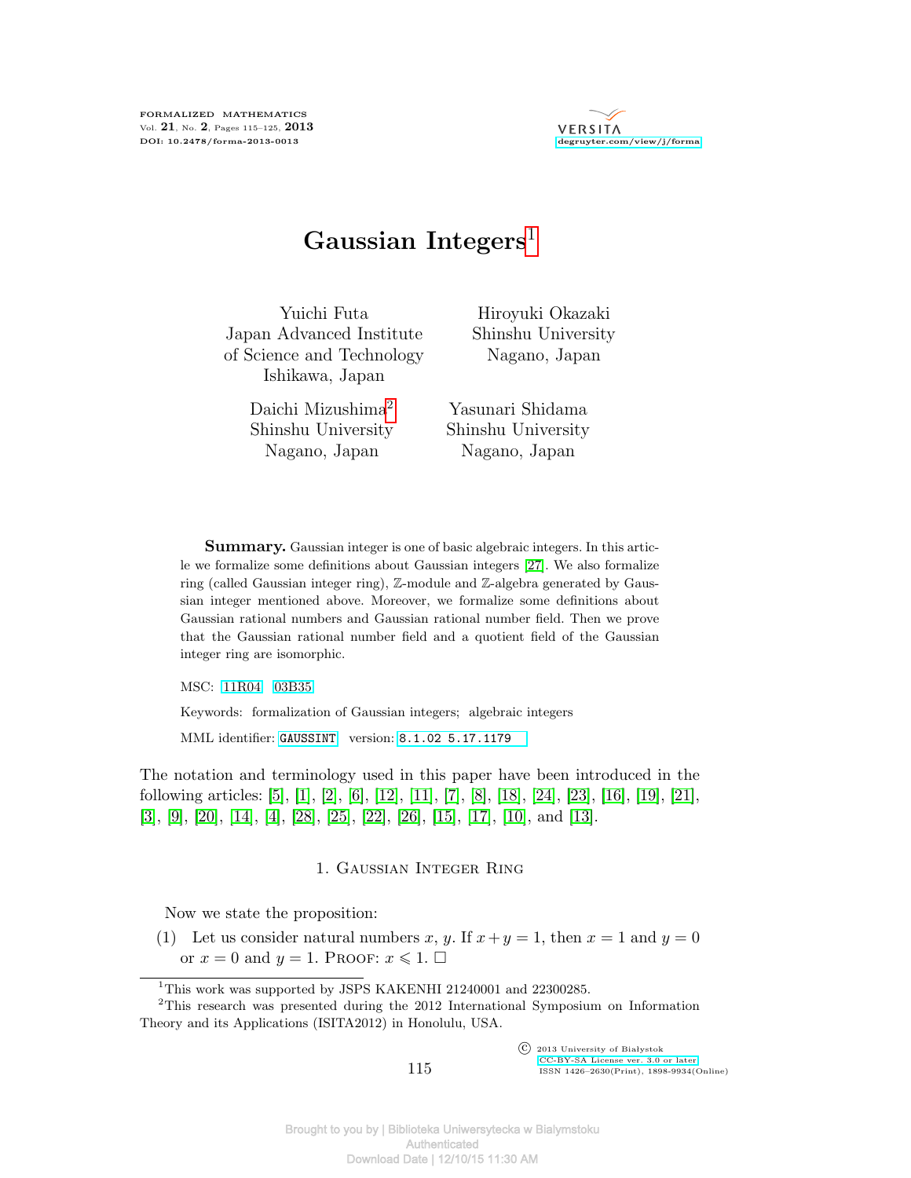# Gaussian Integers[1]

Yuichi Futa
Japan Advanced Institute of Science and Technology
Ishikawa, Japan

Hiroyuki Okazaki
Shinshu University
Nagano, Japan

Daichi Mizushima[2]
Shinshu University
Nagano, Japan

Yasunari Shidama
Shinshu University
Nagano, Japan

**Summary.** Gaussian integer is one of basic algebraic integers. In this article we formalize some definitions about Gaussian integers [27]. We also formalize ring (called Gaussian integer ring), $\mathbb{Z}$-module and $\mathbb{Z}$-algebra generated by Gaussian integer mentioned above. Moreover, we formalize some definitions about Gaussian rational numbers and Gaussian rational number field. Then we prove that the Gaussian rational number field and a quotient field of the Gaussian integer ring are isomorphic.

MSC: 11R04 03B35

Keywords: formalization of Gaussian integers; algebraic integers

MML identifier: GAUSSINT, version: 8.1.02 5.17.1179

The notation and terminology used in this paper have been introduced in the following articles: [5], [1], [2], [6], [12], [11], [7], [8], [18], [24], [23], [16], [19], [21], [3], [9], [20], [14], [4], [28], [25], [22], [26], [15], [17], [10], and [13].

## 1. Gaussian Integer Ring

Now we state the proposition:

(1) Let us consider natural numbers $x$, $y$. If $x+y=1$, then $x=1$ and $y=0$ or $x=0$ and $y=1$. Proof: $x \leqslant 1$. □

[1] This work was supported by JSPS KAKENHI 21240001 and 22300285.

[2] This research was presented during the 2012 International Symposium on Information Theory and its Applications (ISITA2012) in Honolulu, USA.

© 2013 University of Białystok
CC-BY-SA License ver. 3.0 or later
ISSN 1426–2630(Print), 1898-9934(Online)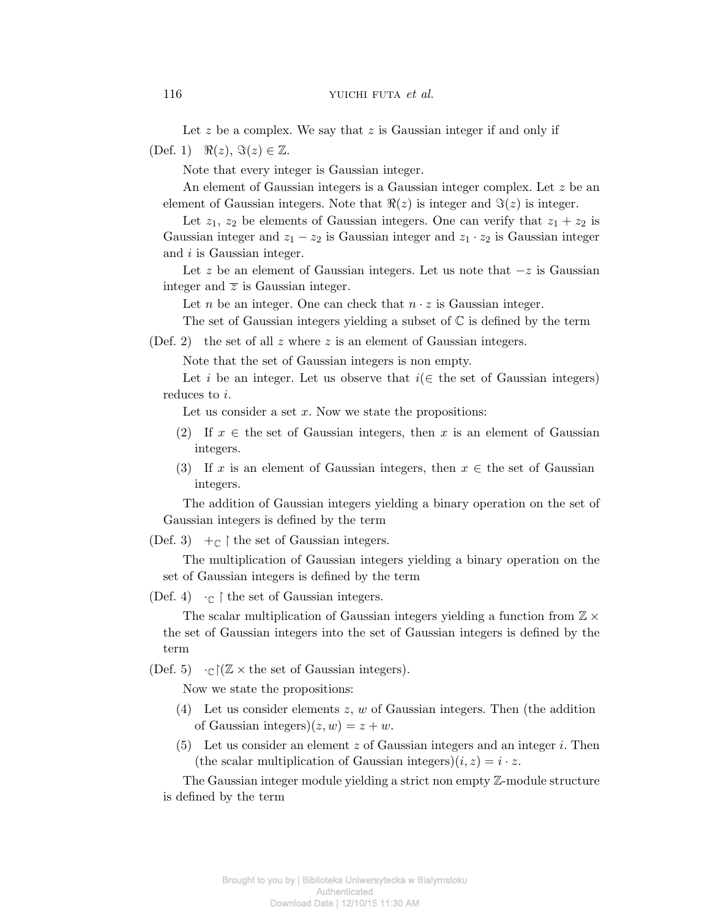Let $z$ be a complex. We say that $z$ is Gaussian integer if and only if

(Def. 1) $\Re(z), \Im(z) \in \mathbb{Z}$.

Note that every integer is Gaussian integer.

An element of Gaussian integers is a Gaussian integer complex. Let $z$ be an element of Gaussian integers. Note that $\Re(z)$ is integer and $\Im(z)$ is integer.

Let $z_1$, $z_2$ be elements of Gaussian integers. One can verify that $z_1 + z_2$ is Gaussian integer and $z_1 - z_2$ is Gaussian integer and $z_1 \cdot z_2$ is Gaussian integer and $i$ is Gaussian integer.

Let $z$ be an element of Gaussian integers. Let us note that $-z$ is Gaussian integer and $\overline{z}$ is Gaussian integer.

Let $n$ be an integer. One can check that $n \cdot z$ is Gaussian integer.

The set of Gaussian integers yielding a subset of $\mathbb{C}$ is defined by the term

(Def. 2) the set of all $z$ where $z$ is an element of Gaussian integers.

Note that the set of Gaussian integers is non empty.

Let $i$ be an integer. Let us observe that $i(\in$ the set of Gaussian integers$)$ reduces to $i$.

Let us consider a set $x$. Now we state the propositions:

(2) If $x \in$ the set of Gaussian integers, then $x$ is an element of Gaussian integers.

(3) If $x$ is an element of Gaussian integers, then $x \in$ the set of Gaussian integers.

The addition of Gaussian integers yielding a binary operation on the set of Gaussian integers is defined by the term

(Def. 3) $+_{\mathbb{C}} \restriction$ the set of Gaussian integers.

The multiplication of Gaussian integers yielding a binary operation on the set of Gaussian integers is defined by the term

(Def. 4) $\cdot_{\mathbb{C}} \restriction$ the set of Gaussian integers.

The scalar multiplication of Gaussian integers yielding a function from $\mathbb{Z} \times$ the set of Gaussian integers into the set of Gaussian integers is defined by the term

(Def. 5) $\cdot_{\mathbb{C}} \restriction (\mathbb{Z} \times$ the set of Gaussian integers$)$.

Now we state the propositions:

(4) Let us consider elements $z$, $w$ of Gaussian integers. Then (the addition of Gaussian integers)$(z, w) = z + w$.

(5) Let us consider an element $z$ of Gaussian integers and an integer $i$. Then (the scalar multiplication of Gaussian integers)$(i, z) = i \cdot z$.

The Gaussian integer module yielding a strict non empty $\mathbb{Z}$-module structure is defined by the term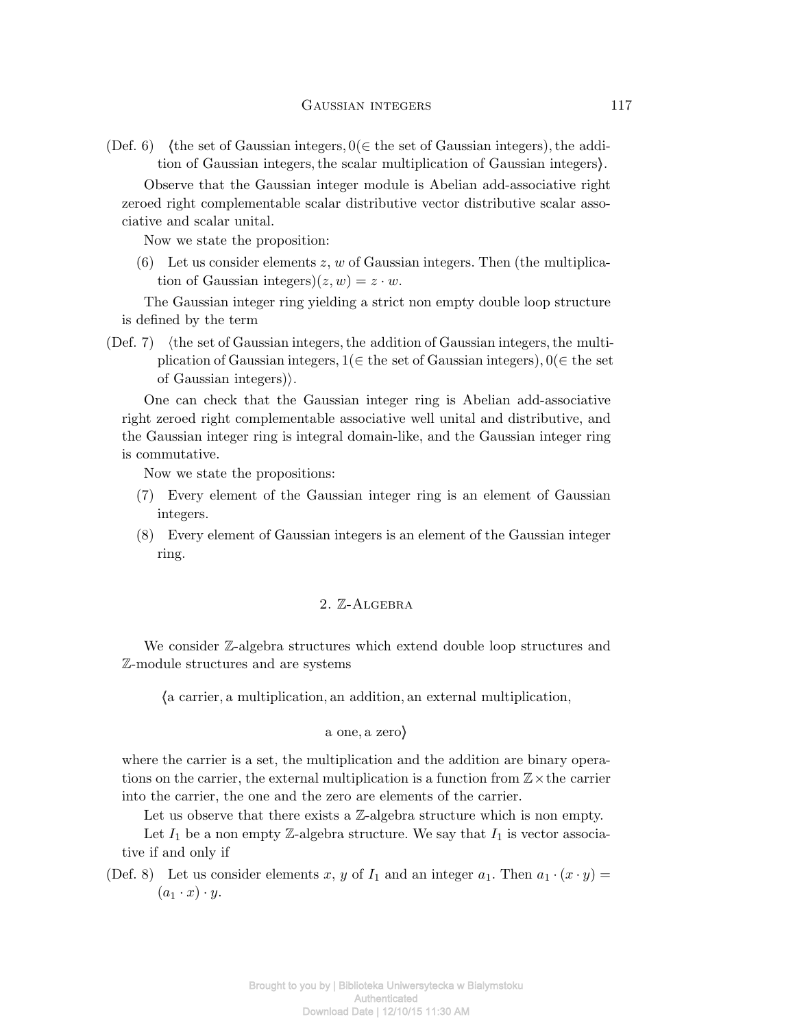(Def. 6) ⟨the set of Gaussian integers, $0(\in$ the set of Gaussian integers$)$, the addition of Gaussian integers, the scalar multiplication of Gaussian integers⟩.

Observe that the Gaussian integer module is Abelian add-associative right zeroed right complementable scalar distributive vector distributive scalar associative and scalar unital.

Now we state the proposition:

(6) Let us consider elements $z$, $w$ of Gaussian integers. Then (the multiplication of Gaussian integers)$(z, w) = z \cdot w$.

The Gaussian integer ring yielding a strict non empty double loop structure is defined by the term

(Def. 7) ⟨the set of Gaussian integers, the addition of Gaussian integers, the multiplication of Gaussian integers, $1(\in$ the set of Gaussian integers$)$, $0(\in$ the set of Gaussian integers$)$⟩.

One can check that the Gaussian integer ring is Abelian add-associative right zeroed right complementable associative well unital and distributive, and the Gaussian integer ring is integral domain-like, and the Gaussian integer ring is commutative.

Now we state the propositions:

(7) Every element of the Gaussian integer ring is an element of Gaussian integers.

(8) Every element of Gaussian integers is an element of the Gaussian integer ring.

## 2. $\mathbb{Z}$-Algebra

We consider $\mathbb{Z}$-algebra structures which extend double loop structures and $\mathbb{Z}$-module structures and are systems

⟨a carrier, a multiplication, an addition, an external multiplication,

a one, a zero⟩

where the carrier is a set, the multiplication and the addition are binary operations on the carrier, the external multiplication is a function from $\mathbb{Z} \times$ the carrier into the carrier, the one and the zero are elements of the carrier.

Let us observe that there exists a $\mathbb{Z}$-algebra structure which is non empty.

Let $I_1$ be a non empty $\mathbb{Z}$-algebra structure. We say that $I_1$ is vector associative if and only if

(Def. 8) Let us consider elements $x$, $y$ of $I_1$ and an integer $a_1$. Then $a_1 \cdot (x \cdot y) = (a_1 \cdot x) \cdot y$.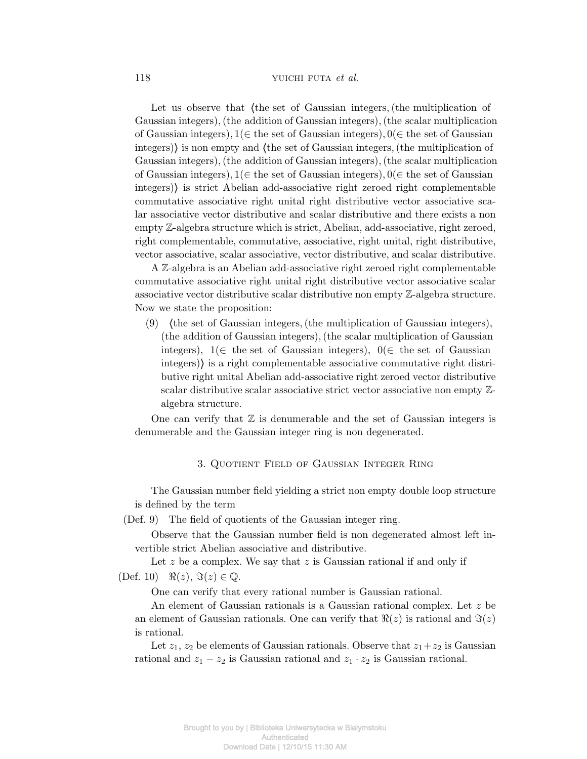Let us observe that ⟨the set of Gaussian integers, (the multiplication of Gaussian integers), (the addition of Gaussian integers), (the scalar multiplication of Gaussian integers), $1(\in$ the set of Gaussian integers), $0(\in$ the set of Gaussian integers)⟩ is non empty and ⟨the set of Gaussian integers, (the multiplication of Gaussian integers), (the addition of Gaussian integers), (the scalar multiplication of Gaussian integers), $1(\in$ the set of Gaussian integers), $0(\in$ the set of Gaussian integers)⟩ is strict Abelian add-associative right zeroed right complementable commutative associative right unital right distributive vector associative scalar associative vector distributive and scalar distributive and there exists a non empty $\mathbb{Z}$-algebra structure which is strict, Abelian, add-associative, right zeroed, right complementable, commutative, associative, right unital, right distributive, vector associative, scalar associative, vector distributive, and scalar distributive.

A $\mathbb{Z}$-algebra is an Abelian add-associative right zeroed right complementable commutative associative right unital right distributive vector associative scalar associative vector distributive scalar distributive non empty $\mathbb{Z}$-algebra structure. Now we state the proposition:

(9) ⟨the set of Gaussian integers, (the multiplication of Gaussian integers), (the addition of Gaussian integers), (the scalar multiplication of Gaussian integers), $1(\in$ the set of Gaussian integers), $0(\in$ the set of Gaussian integers)⟩ is a right complementable associative commutative right distributive right unital Abelian add-associative right zeroed vector distributive scalar distributive scalar associative strict vector associative non empty $\mathbb{Z}$-algebra structure.

One can verify that $\mathbb{Z}$ is denumerable and the set of Gaussian integers is denumerable and the Gaussian integer ring is non degenerated.

## 3. Quotient Field of Gaussian Integer Ring

The Gaussian number field yielding a strict non empty double loop structure is defined by the term

(Def. 9) The field of quotients of the Gaussian integer ring.

Observe that the Gaussian number field is non degenerated almost left invertible strict Abelian associative and distributive.

Let $z$ be a complex. We say that $z$ is Gaussian rational if and only if

(Def. 10) $\Re(z), \Im(z) \in \mathbb{Q}$.

One can verify that every rational number is Gaussian rational.

An element of Gaussian rationals is a Gaussian rational complex. Let $z$ be an element of Gaussian rationals. One can verify that $\Re(z)$ is rational and $\Im(z)$ is rational.

Let $z_1$, $z_2$ be elements of Gaussian rationals. Observe that $z_1 + z_2$ is Gaussian rational and $z_1 - z_2$ is Gaussian rational and $z_1 \cdot z_2$ is Gaussian rational.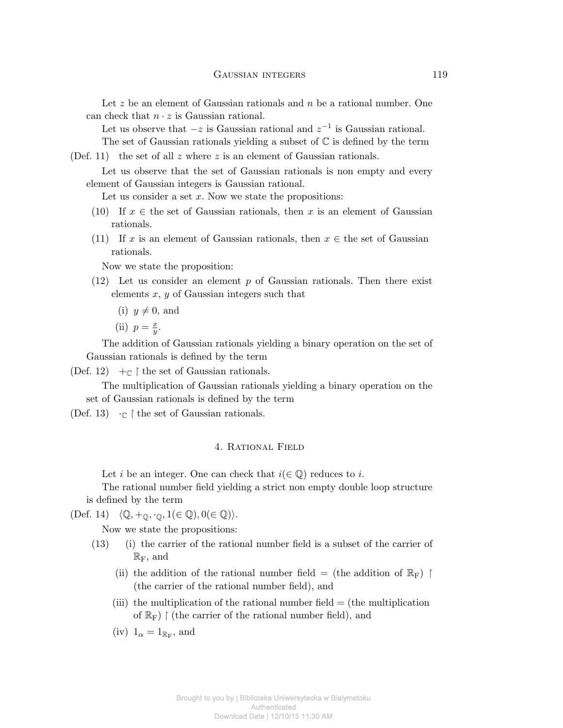Let $z$ be an element of Gaussian rationals and $n$ be a rational number. One can check that $n \cdot z$ is Gaussian rational.

Let us observe that $-z$ is Gaussian rational and $z^{-1}$ is Gaussian rational.

The set of Gaussian rationals yielding a subset of $\mathbb{C}$ is defined by the term

(Def. 11) the set of all $z$ where $z$ is an element of Gaussian rationals.

Let us observe that the set of Gaussian rationals is non empty and every element of Gaussian integers is Gaussian rational.

Let us consider a set $x$. Now we state the propositions:

(10) If $x \in$ the set of Gaussian rationals, then $x$ is an element of Gaussian rationals.

(11) If $x$ is an element of Gaussian rationals, then $x \in$ the set of Gaussian rationals.

Now we state the proposition:

(12) Let us consider an element $p$ of Gaussian rationals. Then there exist elements $x$, $y$ of Gaussian integers such that

(i) $y \neq 0$, and

(ii) $p = \frac{x}{y}$.

The addition of Gaussian rationals yielding a binary operation on the set of Gaussian rationals is defined by the term

(Def. 12) $+_{\mathbb{C}} \restriction$ the set of Gaussian rationals.

The multiplication of Gaussian rationals yielding a binary operation on the set of Gaussian rationals is defined by the term

(Def. 13) $\cdot_{\mathbb{C}} \restriction$ the set of Gaussian rationals.

## 4. Rational Field

Let $i$ be an integer. One can check that $i(\in \mathbb{Q})$ reduces to $i$.

The rational number field yielding a strict non empty double loop structure is defined by the term

(Def. 14) $\langle \mathbb{Q}, +_{\mathbb{Q}}, \cdot_{\mathbb{Q}}, 1(\in \mathbb{Q}), 0(\in \mathbb{Q}) \rangle$.

Now we state the propositions:

(13) (i) the carrier of the rational number field is a subset of the carrier of $\mathbb{R}_{\rm F}$, and

(ii) the addition of the rational number field $=$ (the addition of $\mathbb{R}_{\rm F}$) $\restriction$ (the carrier of the rational number field), and

(iii) the multiplication of the rational number field $=$ (the multiplication of $\mathbb{R}_{\rm F}$) $\restriction$ (the carrier of the rational number field), and

(iv) $1_{\alpha} = 1_{\mathbb{R}_{\rm F}}$, and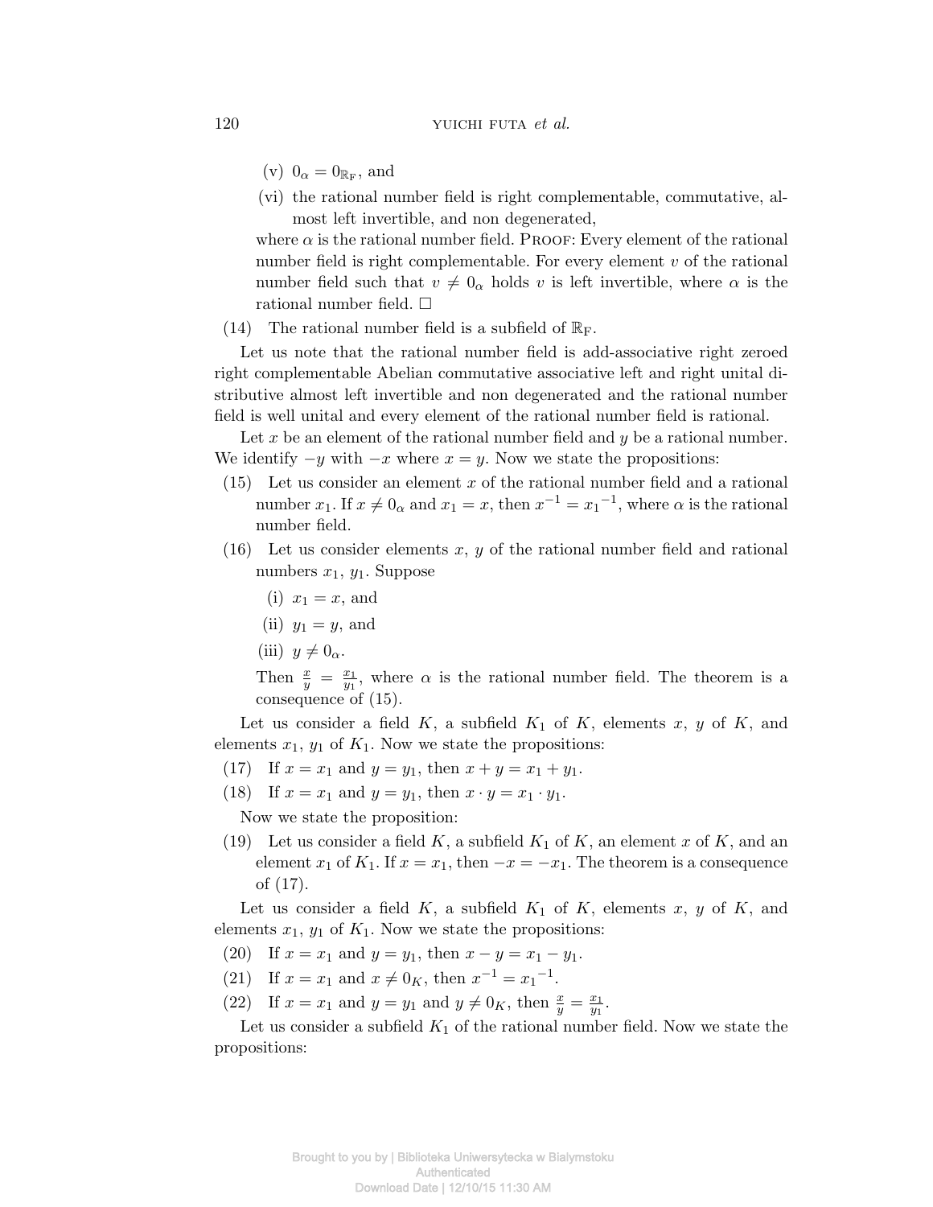(v) $0_\alpha = 0_{\mathbb{R}_\mathrm{F}}$, and

(vi) the rational number field is right complementable, commutative, almost left invertible, and non degenerated,

where $\alpha$ is the rational number field. PROOF: Every element of the rational number field is right complementable. For every element $v$ of the rational number field such that $v \neq 0_\alpha$ holds $v$ is left invertible, where $\alpha$ is the rational number field. □

(14) The rational number field is a subfield of $\mathbb{R}_\mathrm{F}$.

Let us note that the rational number field is add-associative right zeroed right complementable Abelian commutative associative left and right unital distributive almost left invertible and non degenerated and the rational number field is well unital and every element of the rational number field is rational.

Let $x$ be an element of the rational number field and $y$ be a rational number. We identify $-y$ with $-x$ where $x = y$. Now we state the propositions:

(15) Let us consider an element $x$ of the rational number field and a rational number $x_1$. If $x \neq 0_\alpha$ and $x_1 = x$, then $x^{-1} = {x_1}^{-1}$, where $\alpha$ is the rational number field.

(16) Let us consider elements $x$, $y$ of the rational number field and rational numbers $x_1$, $y_1$. Suppose

(i) $x_1 = x$, and

(ii) $y_1 = y$, and

(iii) $y \neq 0_\alpha$.

Then $\frac{x}{y} = \frac{x_1}{y_1}$, where $\alpha$ is the rational number field. The theorem is a consequence of (15).

Let us consider a field $K$, a subfield $K_1$ of $K$, elements $x$, $y$ of $K$, and elements $x_1$, $y_1$ of $K_1$. Now we state the propositions:

(17) If $x = x_1$ and $y = y_1$, then $x + y = x_1 + y_1$.

(18) If $x = x_1$ and $y = y_1$, then $x \cdot y = x_1 \cdot y_1$.

Now we state the proposition:

(19) Let us consider a field $K$, a subfield $K_1$ of $K$, an element $x$ of $K$, and an element $x_1$ of $K_1$. If $x = x_1$, then $-x = -x_1$. The theorem is a consequence of (17).

Let us consider a field $K$, a subfield $K_1$ of $K$, elements $x$, $y$ of $K$, and elements $x_1$, $y_1$ of $K_1$. Now we state the propositions:

(20) If $x = x_1$ and $y = y_1$, then $x - y = x_1 - y_1$.

(21) If $x = x_1$ and $x \neq 0_K$, then $x^{-1} = {x_1}^{-1}$.

(22) If $x = x_1$ and $y = y_1$ and $y \neq 0_K$, then $\frac{x}{y} = \frac{x_1}{y_1}$.

Let us consider a subfield $K_1$ of the rational number field. Now we state the propositions: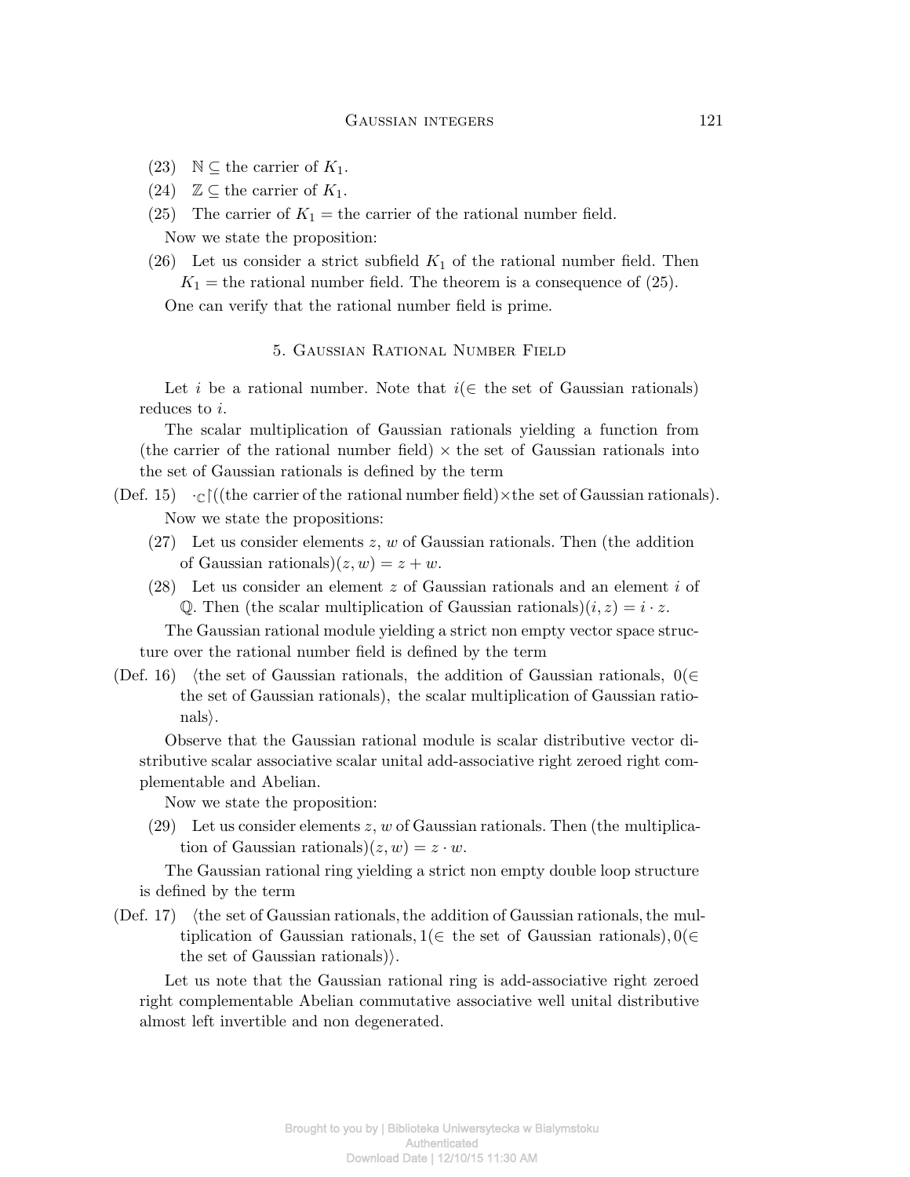(23) $\mathbb{N} \subseteq$ the carrier of $K_1$.

(24) $\mathbb{Z} \subseteq$ the carrier of $K_1$.

(25) The carrier of $K_1 =$ the carrier of the rational number field.

Now we state the proposition:

(26) Let us consider a strict subfield $K_1$ of the rational number field. Then $K_1 =$ the rational number field. The theorem is a consequence of (25).

One can verify that the rational number field is prime.

## 5. Gaussian Rational Number Field

Let $i$ be a rational number. Note that $i(\in$ the set of Gaussian rationals) reduces to $i$.

The scalar multiplication of Gaussian rationals yielding a function from (the carrier of the rational number field) $\times$ the set of Gaussian rationals into the set of Gaussian rationals is defined by the term

(Def. 15) $\cdot_{\mathbb{C}}\restriction$((the carrier of the rational number field)$\times$the set of Gaussian rationals).

Now we state the propositions:

(27) Let us consider elements $z$, $w$ of Gaussian rationals. Then (the addition of Gaussian rationals)$(z, w) = z + w$.

(28) Let us consider an element $z$ of Gaussian rationals and an element $i$ of $\mathbb{Q}$. Then (the scalar multiplication of Gaussian rationals)$(i, z) = i \cdot z$.

The Gaussian rational module yielding a strict non empty vector space structure over the rational number field is defined by the term

(Def. 16) $\langle$the set of Gaussian rationals, the addition of Gaussian rationals, $0(\in$ the set of Gaussian rationals), the scalar multiplication of Gaussian rationals$\rangle$.

Observe that the Gaussian rational module is scalar distributive vector distributive scalar associative scalar unital add-associative right zeroed right complementable and Abelian.

Now we state the proposition:

(29) Let us consider elements $z$, $w$ of Gaussian rationals. Then (the multiplication of Gaussian rationals)$(z, w) = z \cdot w$.

The Gaussian rational ring yielding a strict non empty double loop structure is defined by the term

(Def. 17) $\langle$the set of Gaussian rationals, the addition of Gaussian rationals, the multiplication of Gaussian rationals, $1(\in$ the set of Gaussian rationals), $0(\in$ the set of Gaussian rationals)$\rangle$.

Let us note that the Gaussian rational ring is add-associative right zeroed right complementable Abelian commutative associative well unital distributive almost left invertible and non degenerated.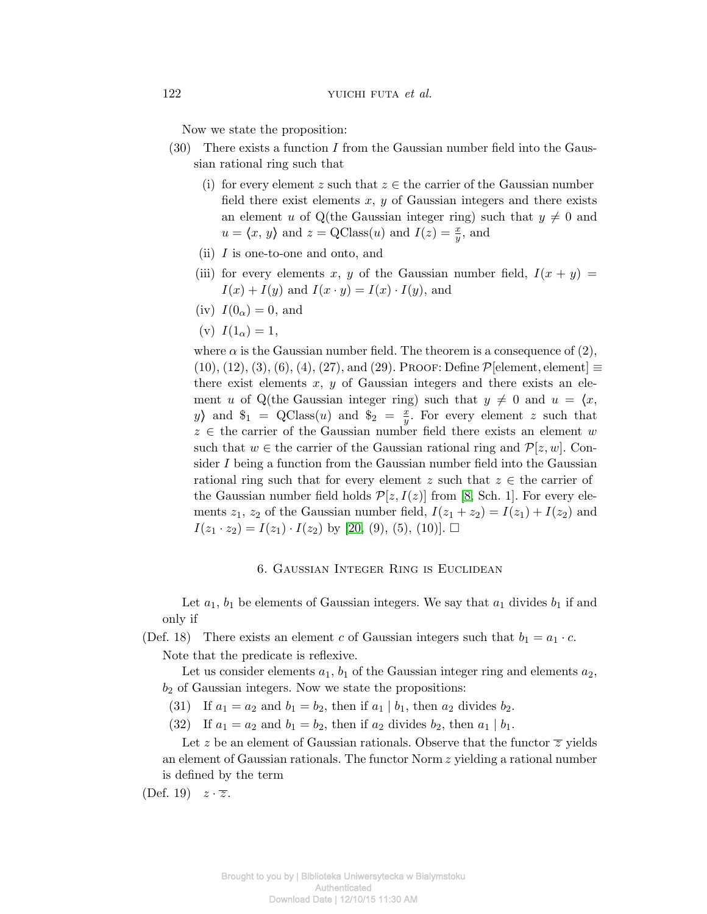Now we state the proposition:

(30) There exists a function $I$ from the Gaussian number field into the Gaussian rational ring such that

(i) for every element $z$ such that $z \in$ the carrier of the Gaussian number field there exist elements $x$, $y$ of Gaussian integers and there exists an element $u$ of Q(the Gaussian integer ring) such that $y \neq 0$ and $u = \langle x, y \rangle$ and $z = \text{QClass}(u)$ and $I(z) = \frac{x}{y}$, and

(ii) $I$ is one-to-one and onto, and

(iii) for every elements $x$, $y$ of the Gaussian number field, $I(x + y) = I(x) + I(y)$ and $I(x \cdot y) = I(x) \cdot I(y)$, and

(iv) $I(0_\alpha) = 0$, and

(v) $I(1_\alpha) = 1$,

where $\alpha$ is the Gaussian number field. The theorem is a consequence of (2), (10), (12), (3), (6), (4), (27), and (29). Proof: Define $\mathcal{P}[\text{element}, \text{element}] \equiv$ there exist elements $x$, $y$ of Gaussian integers and there exists an element $u$ of Q(the Gaussian integer ring) such that $y \neq 0$ and $u = \langle x, y \rangle$ and $\$_1 = \text{QClass}(u)$ and $\$_2 = \frac{x}{y}$. For every element $z$ such that $z \in$ the carrier of the Gaussian number field there exists an element $w$ such that $w \in$ the carrier of the Gaussian rational ring and $\mathcal{P}[z, w]$. Consider $I$ being a function from the Gaussian number field into the Gaussian rational ring such that for every element $z$ such that $z \in$ the carrier of the Gaussian number field holds $\mathcal{P}[z, I(z)]$ from [8, Sch. 1]. For every elements $z_1$, $z_2$ of the Gaussian number field, $I(z_1 + z_2) = I(z_1) + I(z_2)$ and $I(z_1 \cdot z_2) = I(z_1) \cdot I(z_2)$ by [20, (9), (5), (10)]. □

## 6. Gaussian Integer Ring is Euclidean

Let $a_1$, $b_1$ be elements of Gaussian integers. We say that $a_1$ divides $b_1$ if and only if

(Def. 18) There exists an element $c$ of Gaussian integers such that $b_1 = a_1 \cdot c$.

Note that the predicate is reflexive.

Let us consider elements $a_1$, $b_1$ of the Gaussian integer ring and elements $a_2$, $b_2$ of Gaussian integers. Now we state the propositions:

(31) If $a_1 = a_2$ and $b_1 = b_2$, then if $a_1 \mid b_1$, then $a_2$ divides $b_2$.

(32) If $a_1 = a_2$ and $b_1 = b_2$, then if $a_2$ divides $b_2$, then $a_1 \mid b_1$.

Let $z$ be an element of Gaussian rationals. Observe that the functor $\overline{z}$ yields an element of Gaussian rationals. The functor Norm $z$ yielding a rational number is defined by the term

(Def. 19) $z \cdot \overline{z}$.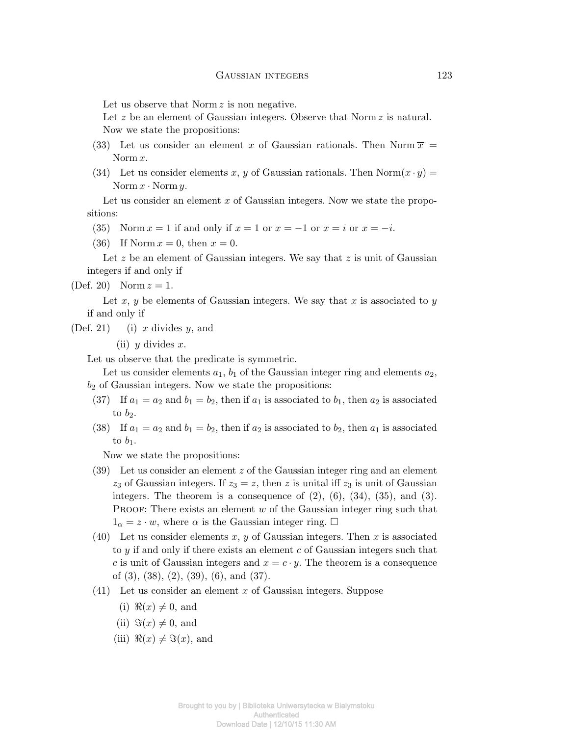Let us observe that Norm $z$ is non negative.

Let $z$ be an element of Gaussian integers. Observe that Norm $z$ is natural.

Now we state the propositions:

(33) Let us consider an element $x$ of Gaussian rationals. Then Norm $\overline{x}$ = Norm $x$.

(34) Let us consider elements $x$, $y$ of Gaussian rationals. Then Norm$(x \cdot y)$ = Norm $x \cdot$ Norm $y$.

Let us consider an element $x$ of Gaussian integers. Now we state the propositions:

(35) Norm $x = 1$ if and only if $x = 1$ or $x = -1$ or $x = i$ or $x = -i$.

(36) If Norm $x = 0$, then $x = 0$.

Let $z$ be an element of Gaussian integers. We say that $z$ is unit of Gaussian integers if and only if

(Def. 20) Norm $z = 1$.

Let $x$, $y$ be elements of Gaussian integers. We say that $x$ is associated to $y$ if and only if

(Def. 21) (i) $x$ divides $y$, and

(ii) $y$ divides $x$.

Let us observe that the predicate is symmetric.

Let us consider elements $a_1$, $b_1$ of the Gaussian integer ring and elements $a_2$, $b_2$ of Gaussian integers. Now we state the propositions:

(37) If $a_1 = a_2$ and $b_1 = b_2$, then if $a_1$ is associated to $b_1$, then $a_2$ is associated to $b_2$.

(38) If $a_1 = a_2$ and $b_1 = b_2$, then if $a_2$ is associated to $b_2$, then $a_1$ is associated to $b_1$.

Now we state the propositions:

(39) Let us consider an element $z$ of the Gaussian integer ring and an element $z_3$ of Gaussian integers. If $z_3 = z$, then $z$ is unital iff $z_3$ is unit of Gaussian integers. The theorem is a consequence of (2), (6), (34), (35), and (3).
PROOF: There exists an element $w$ of the Gaussian integer ring such that $1_\alpha = z \cdot w$, where $\alpha$ is the Gaussian integer ring. □

(40) Let us consider elements $x$, $y$ of Gaussian integers. Then $x$ is associated to $y$ if and only if there exists an element $c$ of Gaussian integers such that $c$ is unit of Gaussian integers and $x = c \cdot y$. The theorem is a consequence of (3), (38), (2), (39), (6), and (37).

(41) Let us consider an element $x$ of Gaussian integers. Suppose

(i) $\Re(x) \neq 0$, and

(ii) $\Im(x) \neq 0$, and

(iii) $\Re(x) \neq \Im(x)$, and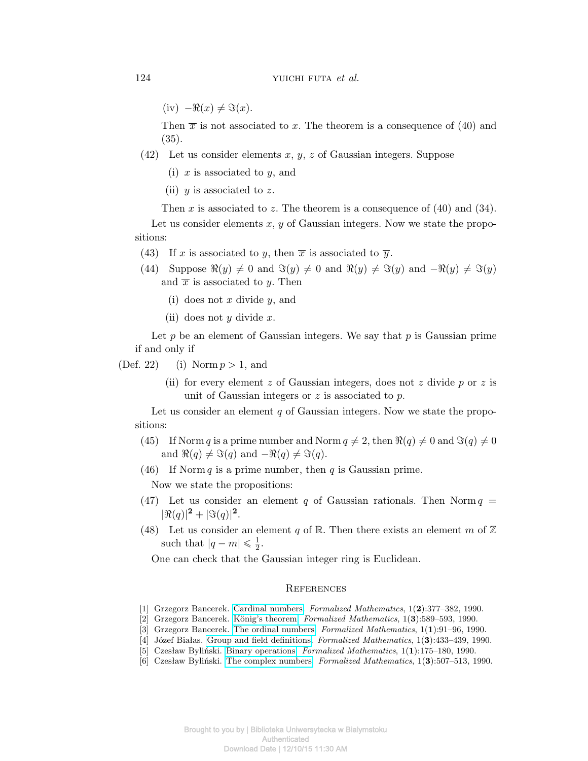(iv) $-\Re(x) \neq \Im(x)$.

Then $\overline{x}$ is not associated to $x$. The theorem is a consequence of (40) and (35).

(42) Let us consider elements $x$, $y$, $z$ of Gaussian integers. Suppose

(i) $x$ is associated to $y$, and

(ii) $y$ is associated to $z$.

Then $x$ is associated to $z$. The theorem is a consequence of (40) and (34).

Let us consider elements $x$, $y$ of Gaussian integers. Now we state the propositions:

(43) If $x$ is associated to $y$, then $\overline{x}$ is associated to $\overline{y}$.

(44) Suppose $\Re(y) \neq 0$ and $\Im(y) \neq 0$ and $\Re(y) \neq \Im(y)$ and $-\Re(y) \neq \Im(y)$ and $\overline{x}$ is associated to $y$. Then

(i) does not $x$ divide $y$, and

(ii) does not $y$ divide $x$.

Let $p$ be an element of Gaussian integers. We say that $p$ is Gaussian prime if and only if

(Def. 22) (i) $\operatorname{Norm} p > 1$, and

(ii) for every element $z$ of Gaussian integers, does not $z$ divide $p$ or $z$ is unit of Gaussian integers or $z$ is associated to $p$.

Let us consider an element $q$ of Gaussian integers. Now we state the propositions:

(45) If $\operatorname{Norm} q$ is a prime number and $\operatorname{Norm} q \neq 2$, then $\Re(q) \neq 0$ and $\Im(q) \neq 0$ and $\Re(q) \neq \Im(q)$ and $-\Re(q) \neq \Im(q)$.

(46) If $\operatorname{Norm} q$ is a prime number, then $q$ is Gaussian prime.

Now we state the propositions:

(47) Let us consider an element $q$ of Gaussian rationals. Then $\operatorname{Norm} q = |\Re(q)|^{\mathbf{2}} + |\Im(q)|^{\mathbf{2}}$.

(48) Let us consider an element $q$ of $\mathbb{R}$. Then there exists an element $m$ of $\mathbb{Z}$ such that $|q - m| \leqslant \frac{1}{2}$.

One can check that the Gaussian integer ring is Euclidean.

## References

[1] Grzegorz Bancerek. Cardinal numbers. *Formalized Mathematics*, 1(**2**):377–382, 1990.

[2] Grzegorz Bancerek. König's theorem. *Formalized Mathematics*, 1(**3**):589–593, 1990.

[3] Grzegorz Bancerek. The ordinal numbers. *Formalized Mathematics*, 1(**1**):91–96, 1990.

[4] Józef Białas. Group and field definitions. *Formalized Mathematics*, 1(**3**):433–439, 1990.

[5] Czesław Byliński. Binary operations. *Formalized Mathematics*, 1(**1**):175–180, 1990.

[6] Czesław Byliński. The complex numbers. *Formalized Mathematics*, 1(**3**):507–513, 1990.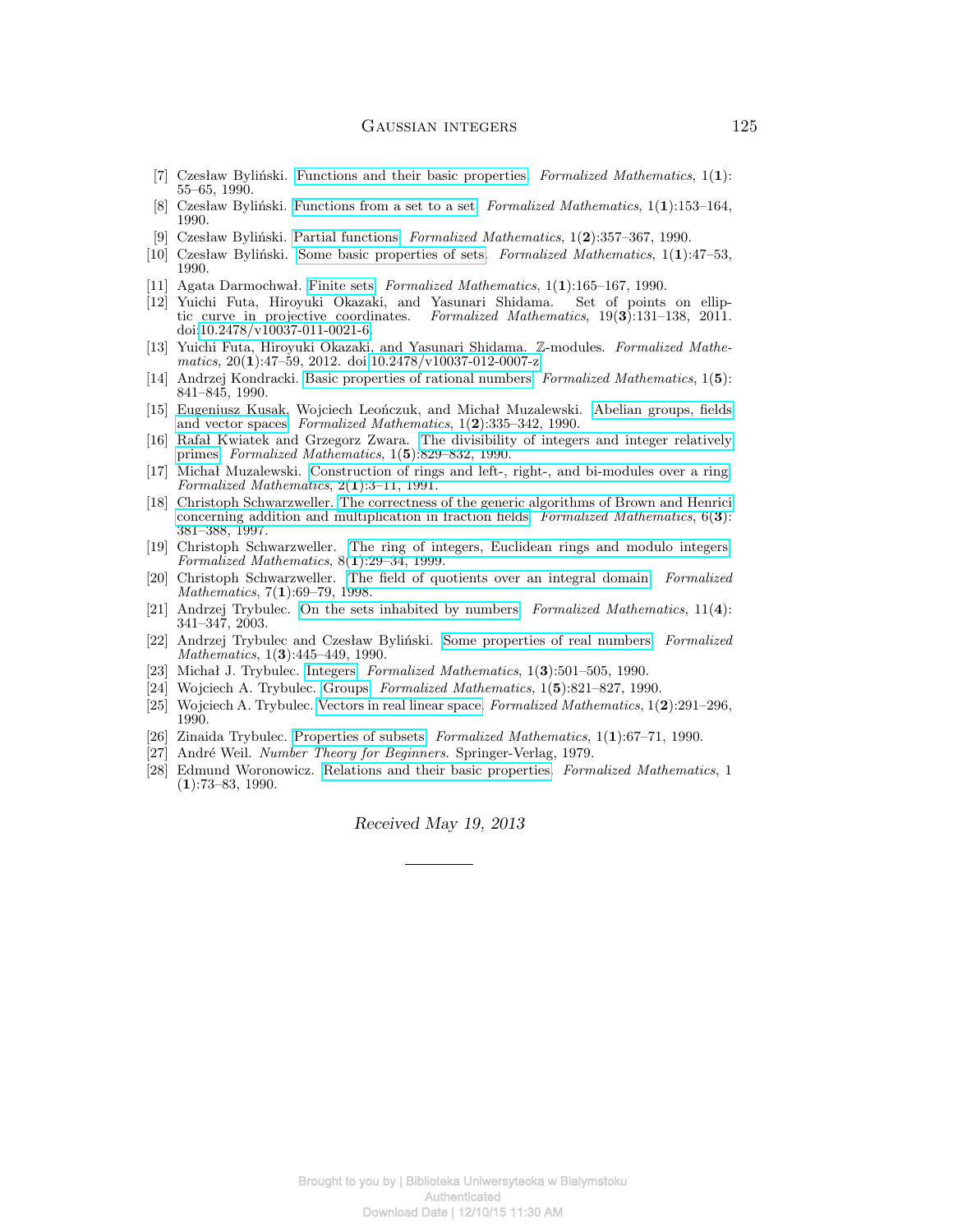[7] Czesław Byliński. Functions and their basic properties. *Formalized Mathematics*, 1(**1**): 55–65, 1990.

[8] Czesław Byliński. Functions from a set to a set. *Formalized Mathematics*, 1(**1**):153–164, 1990.

[9] Czesław Byliński. Partial functions. *Formalized Mathematics*, 1(**2**):357–367, 1990.

[10] Czesław Byliński. Some basic properties of sets. *Formalized Mathematics*, 1(**1**):47–53, 1990.

[11] Agata Darmochwał. Finite sets. *Formalized Mathematics*, 1(**1**):165–167, 1990.

[12] Yuichi Futa, Hiroyuki Okazaki, and Yasunari Shidama. Set of points on elliptic curve in projective coordinates. *Formalized Mathematics*, 19(**3**):131–138, 2011. doi:10.2478/v10037-011-0021-6.

[13] Yuichi Futa, Hiroyuki Okazaki, and Yasunari Shidama. $\mathbb{Z}$-modules. *Formalized Mathematics*, 20(**1**):47–59, 2012. doi:10.2478/v10037-012-0007-z.

[14] Andrzej Kondracki. Basic properties of rational numbers. *Formalized Mathematics*, 1(**5**): 841–845, 1990.

[15] Eugeniusz Kusak, Wojciech Leończuk, and Michał Muzalewski. Abelian groups, fields and vector spaces. *Formalized Mathematics*, 1(**2**):335–342, 1990.

[16] Rafał Kwiatek and Grzegorz Zwara. The divisibility of integers and integer relatively primes. *Formalized Mathematics*, 1(**5**):829–832, 1990.

[17] Michał Muzalewski. Construction of rings and left-, right-, and bi-modules over a ring. *Formalized Mathematics*, 2(**1**):3–11, 1991.

[18] Christoph Schwarzweller. The correctness of the generic algorithms of Brown and Henrici concerning addition and multiplication in fraction fields. *Formalized Mathematics*, 6(**3**): 381–388, 1997.

[19] Christoph Schwarzweller. The ring of integers, Euclidean rings and modulo integers. *Formalized Mathematics*, 8(**1**):29–34, 1999.

[20] Christoph Schwarzweller. The field of quotients over an integral domain. *Formalized Mathematics*, 7(**1**):69–79, 1998.

[21] Andrzej Trybulec. On the sets inhabited by numbers. *Formalized Mathematics*, 11(**4**): 341–347, 2003.

[22] Andrzej Trybulec and Czesław Byliński. Some properties of real numbers. *Formalized Mathematics*, 1(**3**):445–449, 1990.

[23] Michał J. Trybulec. Integers. *Formalized Mathematics*, 1(**3**):501–505, 1990.

[24] Wojciech A. Trybulec. Groups. *Formalized Mathematics*, 1(**5**):821–827, 1990.

[25] Wojciech A. Trybulec. Vectors in real linear space. *Formalized Mathematics*, 1(**2**):291–296, 1990.

[26] Zinaida Trybulec. Properties of subsets. *Formalized Mathematics*, 1(**1**):67–71, 1990.

[27] André Weil. *Number Theory for Beginners*. Springer-Verlag, 1979.

[28] Edmund Woronowicz. Relations and their basic properties. *Formalized Mathematics*, 1 (**1**):73–83, 1990.

*Received May 19, 2013*